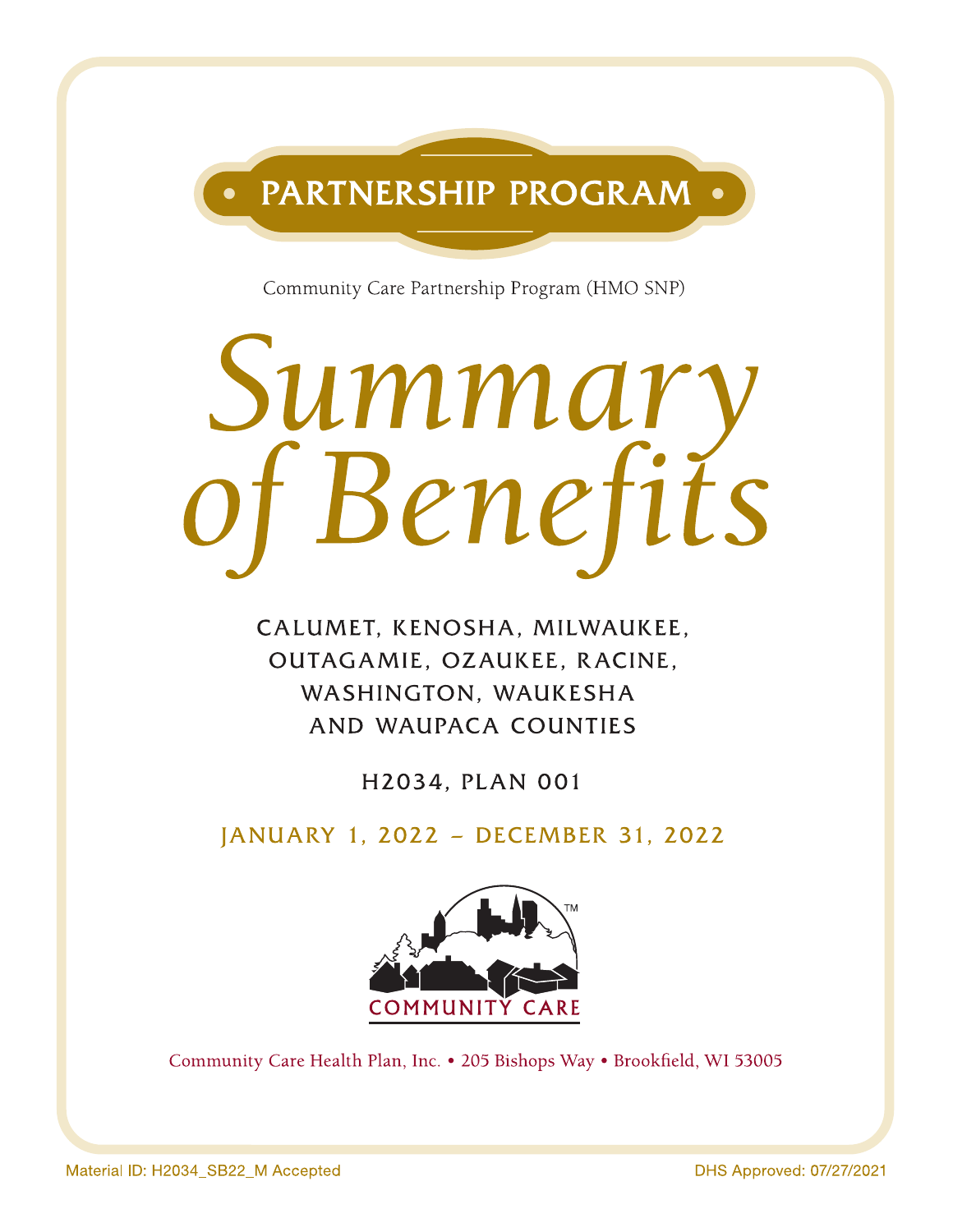# PARTNERSHIP PROGRAM

Community Care Partnership Program (HMO SNP)

# Summary of Benefits

CALUMET, KENOSHA, MILWAUKEE, OUTAGAMIE, OZAUKEE, RACINE, WASHINGTON, WAUKESHA AND WAUPACA COUNTIES

H2034, PLAN 001

JANUARY 1, 2022 – DECEMBER 31, 2022

COMMUNITY CARE

Community Care Health Plan, Inc. • 205 Bishops Way • Brookfield, WI 53005

Material ID: H2034_SB22_M Accepted

DHS Approved: 07/27/2021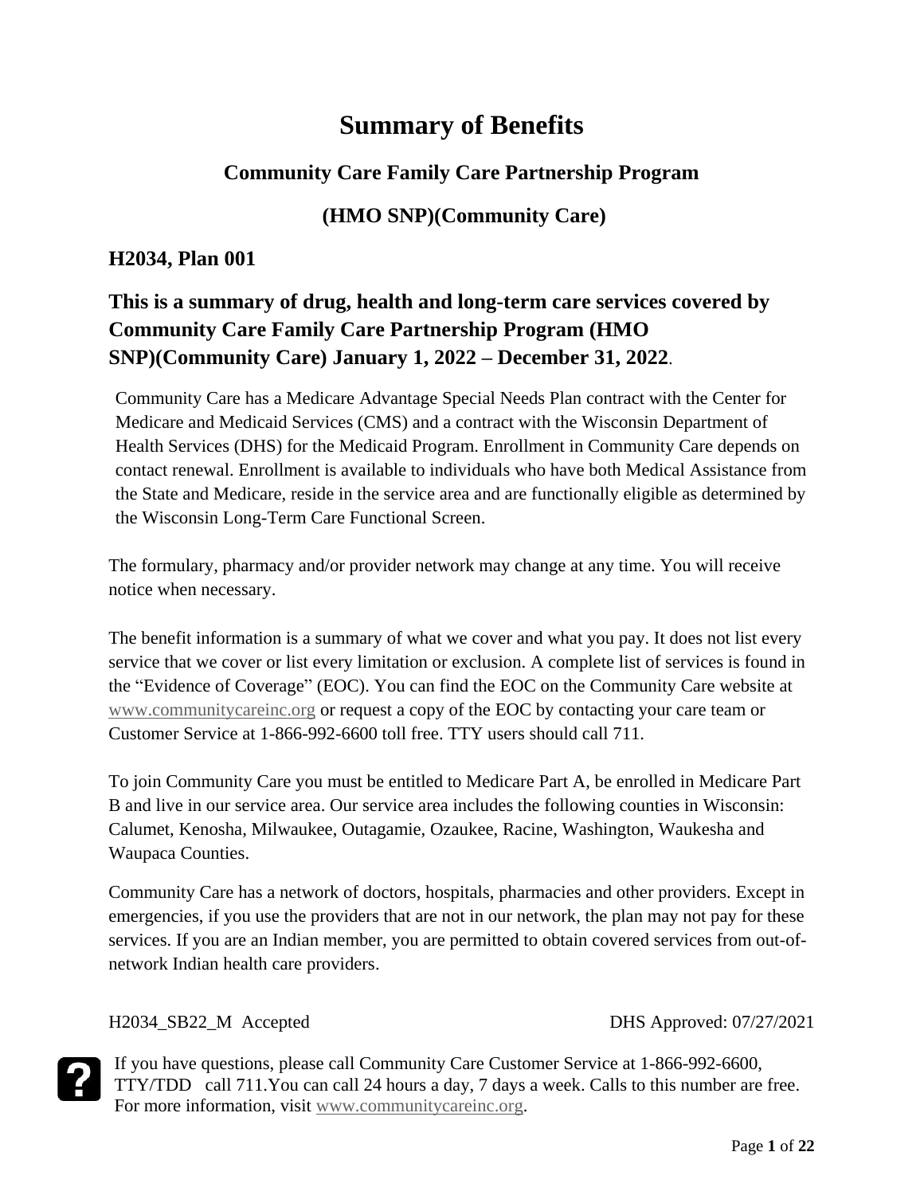# Summary of Benefits

## Community Care Family Care Partnership Program

## (HMO SNP)(Community Care)

### H2034, Plan 001

### This is a summary of drug, health and long-term care services covered by Community Care Family Care Partnership Program (HMO SNP)(Community Care) January 1, 2022 – December 31, 2022.

Community Care has a Medicare Advantage Special Needs Plan contract with the Center for Medicare and Medicaid Services (CMS) and a contract with the Wisconsin Department of Health Services (DHS) for the Medicaid Program. Enrollment in Community Care depends on contact renewal. Enrollment is available to individuals who have both Medical Assistance from the State and Medicare, reside in the service area and are functionally eligible as determined by the Wisconsin Long-Term Care Functional Screen.

The formulary, pharmacy and/or provider network may change at any time. You will receive notice when necessary.

The benefit information is a summary of what we cover and what you pay. It does not list every service that we cover or list every limitation or exclusion. A complete list of services is found in the "Evidence of Coverage" (EOC). You can find the EOC on the Community Care website at www.communitycareinc.org or request a copy of the EOC by contacting your care team or Customer Service at 1-866-992-6600 toll free. TTY users should call 711.

To join Community Care you must be entitled to Medicare Part A, be enrolled in Medicare Part B and live in our service area. Our service area includes the following counties in Wisconsin: Calumet, Kenosha, Milwaukee, Outagamie, Ozaukee, Racine, Washington, Waukesha and Waupaca Counties.

Community Care has a network of doctors, hospitals, pharmacies and other providers. Except in emergencies, if you use the providers that are not in our network, the plan may not pay for these services. If you are an Indian member, you are permitted to obtain covered services from out-of-network Indian health care providers.

H2034_SB22_M Accepted DHS Approved: 07/27/2021

If you have questions, please call Community Care Customer Service at 1-866-992-6600, TTY/TDD call 711.You can call 24 hours a day, 7 days a week. Calls to this number are free. For more information, visit www.communitycareinc.org.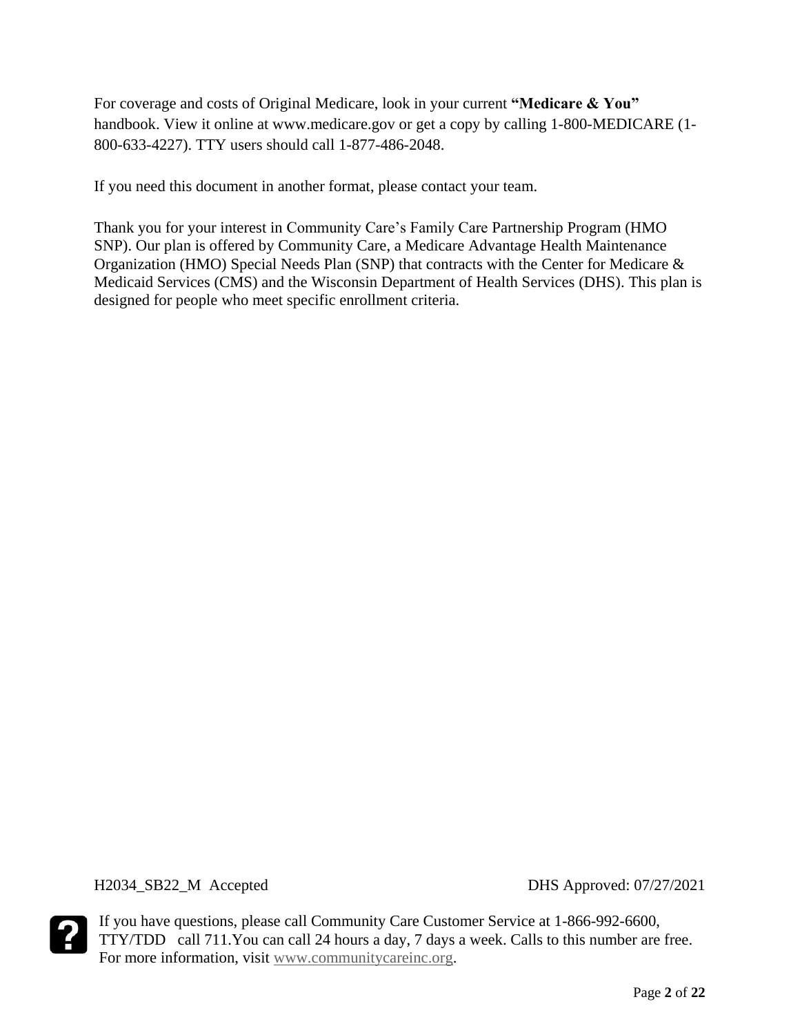For coverage and costs of Original Medicare, look in your current **"Medicare & You"** handbook. View it online at www.medicare.gov or get a copy by calling 1-800-MEDICARE (1-800-633-4227). TTY users should call 1-877-486-2048.

If you need this document in another format, please contact your team.

Thank you for your interest in Community Care's Family Care Partnership Program (HMO SNP). Our plan is offered by Community Care, a Medicare Advantage Health Maintenance Organization (HMO) Special Needs Plan (SNP) that contracts with the Center for Medicare & Medicaid Services (CMS) and the Wisconsin Department of Health Services (DHS). This plan is designed for people who meet specific enrollment criteria.

H2034_SB22_M Accepted DHS Approved: 07/27/2021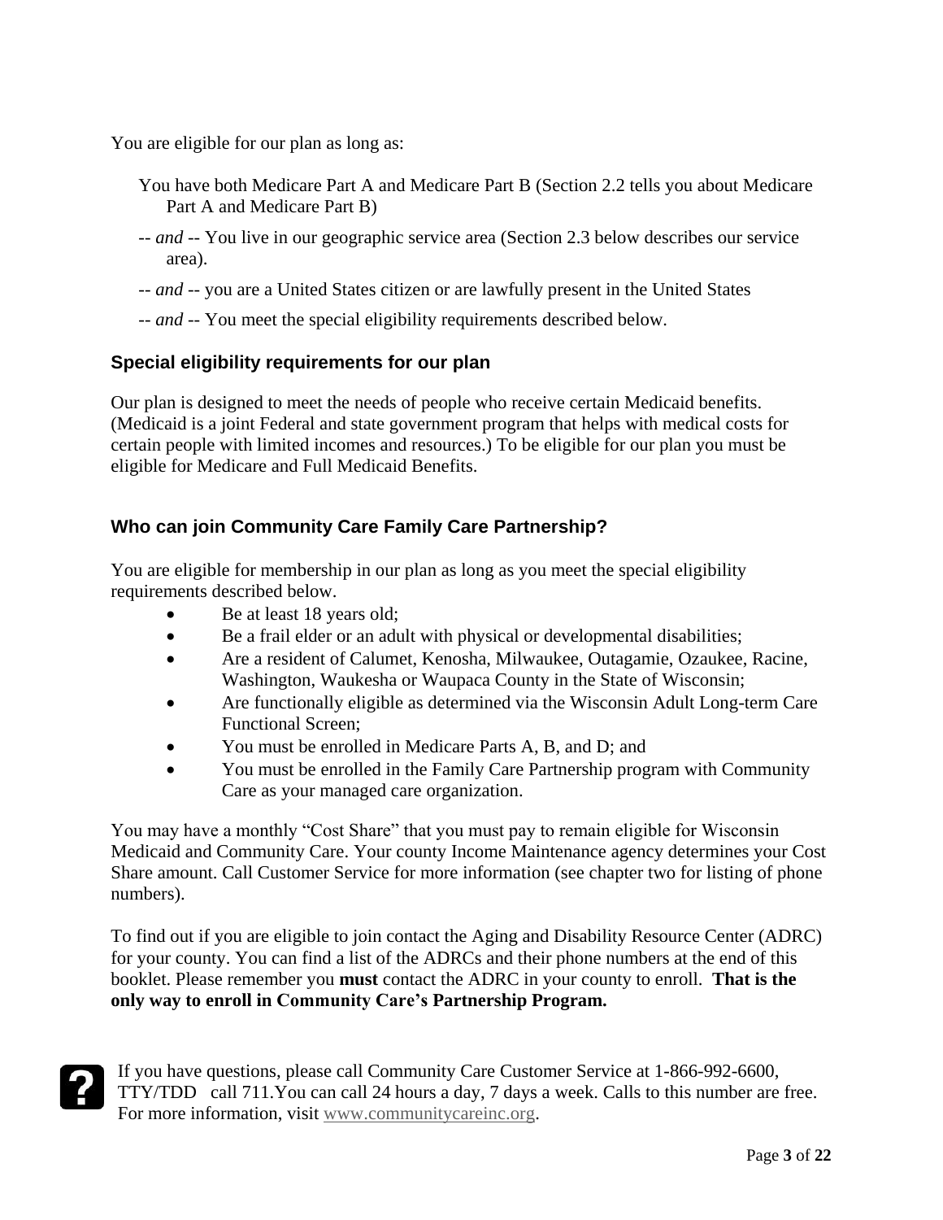You are eligible for our plan as long as:

You have both Medicare Part A and Medicare Part B (Section 2.2 tells you about Medicare Part A and Medicare Part B)

-- *and* -- You live in our geographic service area (Section 2.3 below describes our service area).

-- *and* -- you are a United States citizen or are lawfully present in the United States

-- *and* -- You meet the special eligibility requirements described below.

### Special eligibility requirements for our plan

Our plan is designed to meet the needs of people who receive certain Medicaid benefits. (Medicaid is a joint Federal and state government program that helps with medical costs for certain people with limited incomes and resources.) To be eligible for our plan you must be eligible for Medicare and Full Medicaid Benefits.

### Who can join Community Care Family Care Partnership?

You are eligible for membership in our plan as long as you meet the special eligibility requirements described below.

- Be at least 18 years old;
- Be a frail elder or an adult with physical or developmental disabilities;
- Are a resident of Calumet, Kenosha, Milwaukee, Outagamie, Ozaukee, Racine, Washington, Waukesha or Waupaca County in the State of Wisconsin;
- Are functionally eligible as determined via the Wisconsin Adult Long-term Care Functional Screen;
- You must be enrolled in Medicare Parts A, B, and D; and
- You must be enrolled in the Family Care Partnership program with Community Care as your managed care organization.

You may have a monthly "Cost Share" that you must pay to remain eligible for Wisconsin Medicaid and Community Care. Your county Income Maintenance agency determines your Cost Share amount. Call Customer Service for more information (see chapter two for listing of phone numbers).

To find out if you are eligible to join contact the Aging and Disability Resource Center (ADRC) for your county. You can find a list of the ADRCs and their phone numbers at the end of this booklet. Please remember you **must** contact the ADRC in your county to enroll. **That is the only way to enroll in Community Care's Partnership Program.**

If you have questions, please call Community Care Customer Service at 1-866-992-6600, TTY/TDD call 711.You can call 24 hours a day, 7 days a week. Calls to this number are free. For more information, visit www.communitycareinc.org.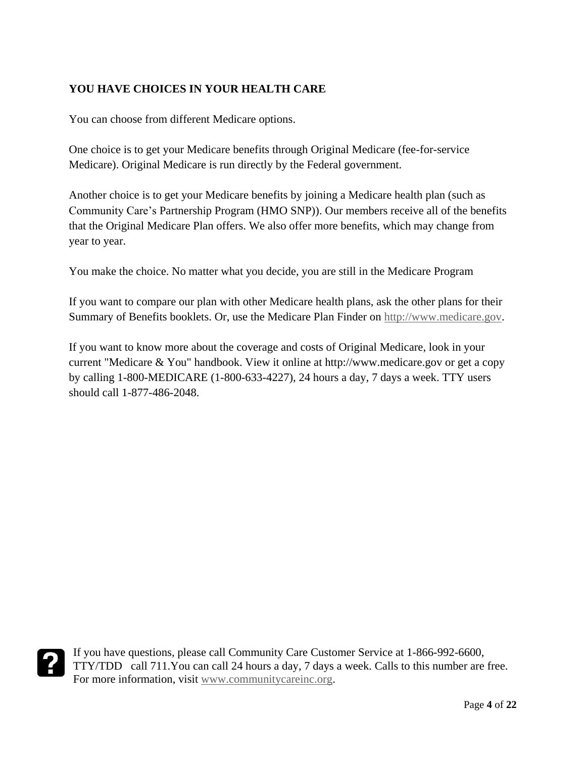## YOU HAVE CHOICES IN YOUR HEALTH CARE

You can choose from different Medicare options.

One choice is to get your Medicare benefits through Original Medicare (fee-for-service Medicare). Original Medicare is run directly by the Federal government.

Another choice is to get your Medicare benefits by joining a Medicare health plan (such as Community Care's Partnership Program (HMO SNP)). Our members receive all of the benefits that the Original Medicare Plan offers. We also offer more benefits, which may change from year to year.

You make the choice. No matter what you decide, you are still in the Medicare Program

If you want to compare our plan with other Medicare health plans, ask the other plans for their Summary of Benefits booklets. Or, use the Medicare Plan Finder on http://www.medicare.gov.

If you want to know more about the coverage and costs of Original Medicare, look in your current "Medicare & You" handbook. View it online at http://www.medicare.gov or get a copy by calling 1-800-MEDICARE (1-800-633-4227), 24 hours a day, 7 days a week. TTY users should call 1-877-486-2048.

If you have questions, please call Community Care Customer Service at 1-866-992-6600, TTY/TDD call 711.You can call 24 hours a day, 7 days a week. Calls to this number are free. For more information, visit www.communitycareinc.org.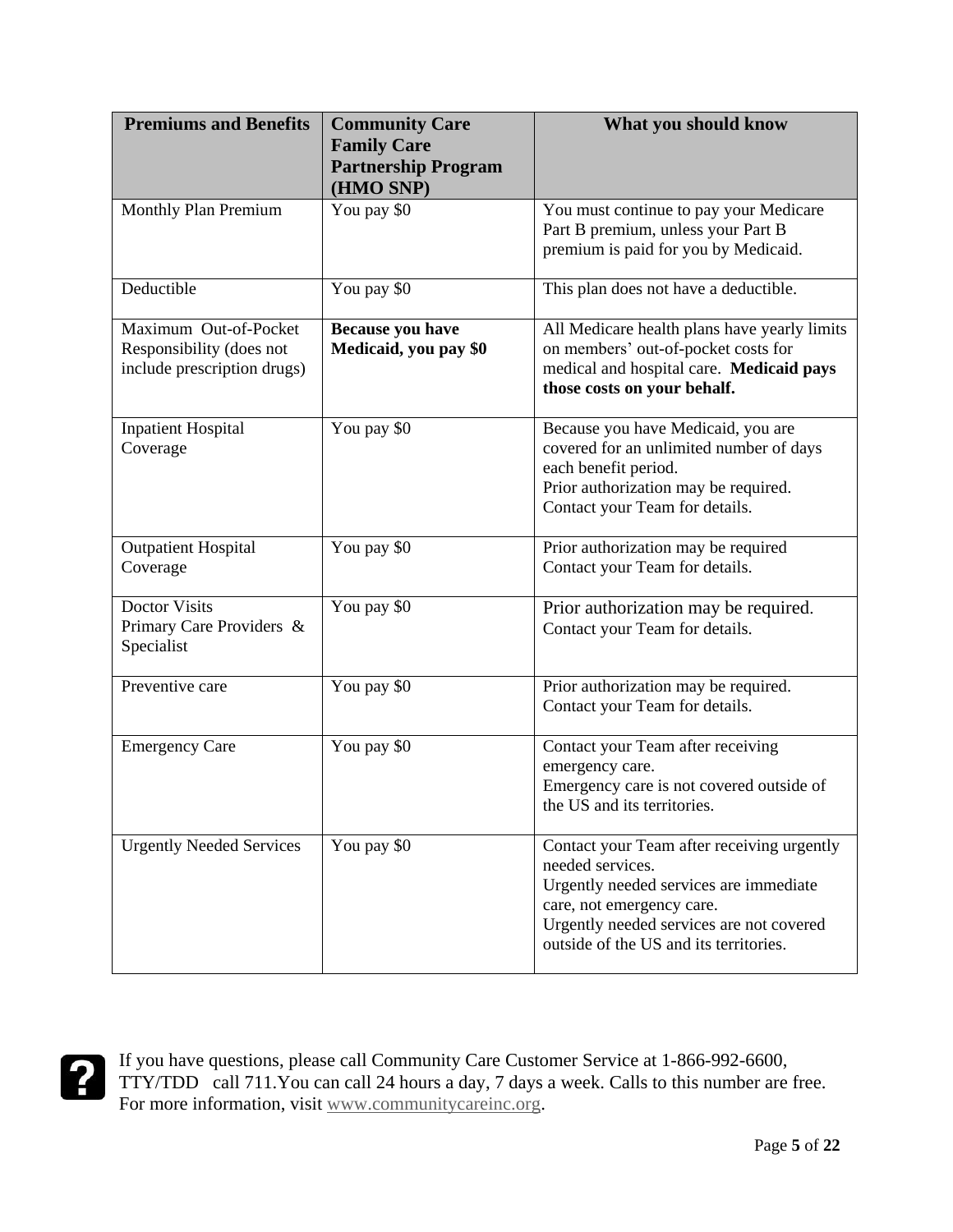| Premiums and Benefits | Community Care Family Care Partnership Program (HMO SNP) | What you should know |
|---|---|---|
| Monthly Plan Premium | You pay $0 | You must continue to pay your Medicare Part B premium, unless your Part B premium is paid for you by Medicaid. |
| Deductible | You pay $0 | This plan does not have a deductible. |
| Maximum Out-of-Pocket Responsibility (does not include prescription drugs) | **Because you have Medicaid, you pay $0** | All Medicare health plans have yearly limits on members' out-of-pocket costs for medical and hospital care. **Medicaid pays those costs on your behalf.** |
| Inpatient Hospital Coverage | You pay $0 | Because you have Medicaid, you are covered for an unlimited number of days each benefit period.<br>Prior authorization may be required.<br>Contact your Team for details. |
| Outpatient Hospital Coverage | You pay $0 | Prior authorization may be required<br>Contact your Team for details. |
| Doctor Visits<br>Primary Care Providers & Specialist | You pay $0 | Prior authorization may be required.<br>Contact your Team for details. |
| Preventive care | You pay $0 | Prior authorization may be required.<br>Contact your Team for details. |
| Emergency Care | You pay $0 | Contact your Team after receiving emergency care.<br>Emergency care is not covered outside of the US and its territories. |
| Urgently Needed Services | You pay $0 | Contact your Team after receiving urgently needed services.<br>Urgently needed services are immediate care, not emergency care.<br>Urgently needed services are not covered outside of the US and its territories. |

If you have questions, please call Community Care Customer Service at 1-866-992-6600, TTY/TDD call 711.You can call 24 hours a day, 7 days a week. Calls to this number are free. For more information, visit www.communitycareinc.org.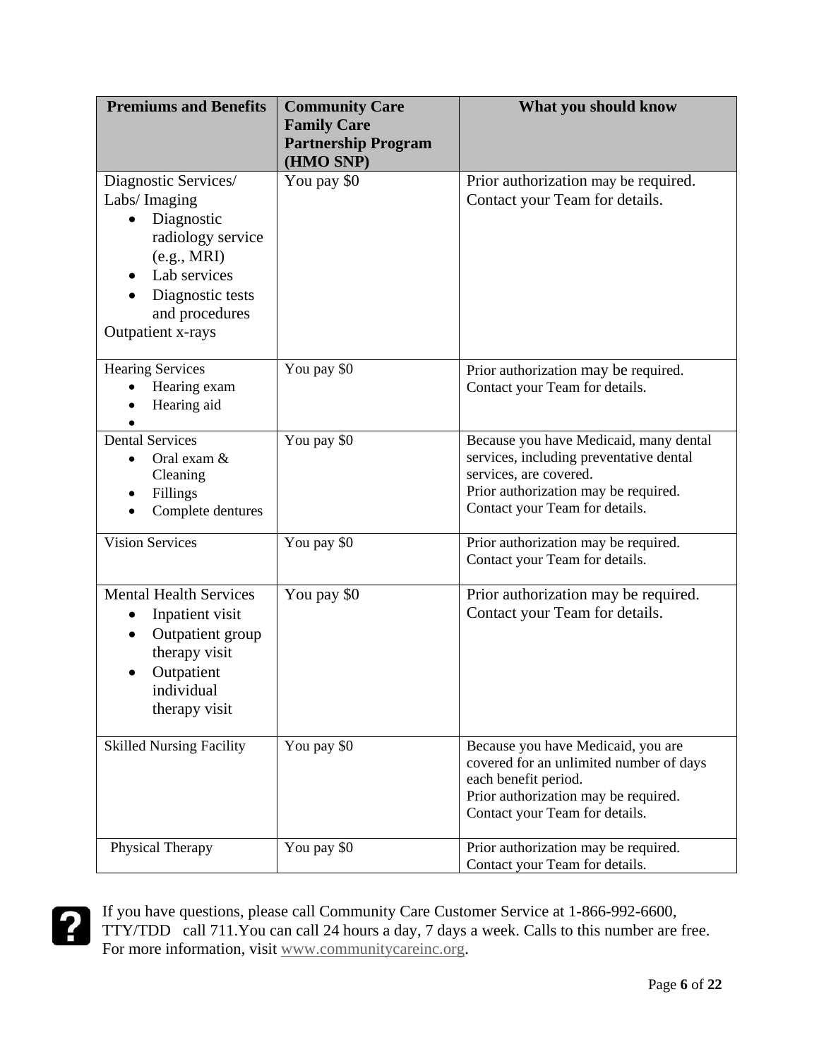| Premiums and Benefits | Community Care Family Care Partnership Program (HMO SNP) | What you should know |
|---|---|---|
| Diagnostic Services/ Labs/ Imaging<br>• Diagnostic radiology service (e.g., MRI)<br>• Lab services<br>• Diagnostic tests and procedures<br>Outpatient x-rays | You pay $0 | Prior authorization may be required. Contact your Team for details. |
| Hearing Services<br>• Hearing exam<br>• Hearing aid | You pay $0 | Prior authorization may be required. Contact your Team for details. |
| Dental Services<br>• Oral exam & Cleaning<br>• Fillings<br>• Complete dentures | You pay $0 | Because you have Medicaid, many dental services, including preventative dental services, are covered.<br>Prior authorization may be required. Contact your Team for details. |
| Vision Services | You pay $0 | Prior authorization may be required. Contact your Team for details. |
| Mental Health Services<br>• Inpatient visit<br>• Outpatient group therapy visit<br>• Outpatient individual therapy visit | You pay $0 | Prior authorization may be required. Contact your Team for details. |
| Skilled Nursing Facility | You pay $0 | Because you have Medicaid, you are covered for an unlimited number of days each benefit period.<br>Prior authorization may be required. Contact your Team for details. |
| Physical Therapy | You pay $0 | Prior authorization may be required. Contact your Team for details. |

If you have questions, please call Community Care Customer Service at 1-866-992-6600, TTY/TDD call 711.You can call 24 hours a day, 7 days a week. Calls to this number are free. For more information, visit www.communitycareinc.org.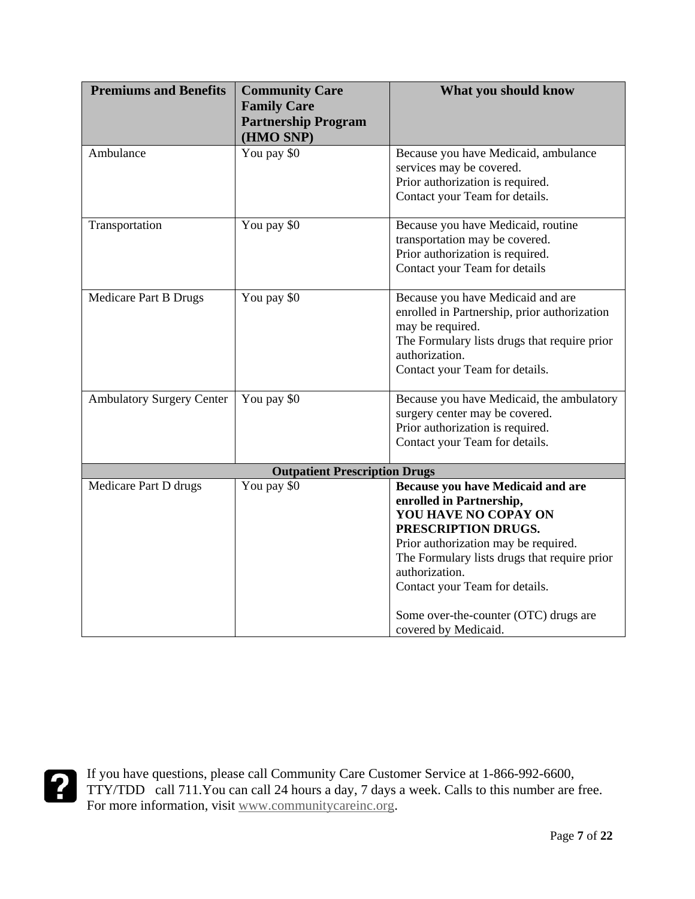| Premiums and Benefits | Community Care Family Care Partnership Program (HMO SNP) | What you should know |
|---|---|---|
| Ambulance | You pay $0 | Because you have Medicaid, ambulance services may be covered.<br>Prior authorization is required.<br>Contact your Team for details. |
| Transportation | You pay $0 | Because you have Medicaid, routine transportation may be covered.<br>Prior authorization is required.<br>Contact your Team for details |
| Medicare Part B Drugs | You pay $0 | Because you have Medicaid and are enrolled in Partnership, prior authorization may be required.<br>The Formulary lists drugs that require prior authorization.<br>Contact your Team for details. |
| Ambulatory Surgery Center | You pay $0 | Because you have Medicaid, the ambulatory surgery center may be covered.<br>Prior authorization is required.<br>Contact your Team for details. |
| **Outpatient Prescription Drugs** | | |
| Medicare Part D drugs | You pay $0 | **Because you have Medicaid and are enrolled in Partnership,**<br>**YOU HAVE NO COPAY ON PRESCRIPTION DRUGS.**<br>Prior authorization may be required.<br>The Formulary lists drugs that require prior authorization.<br>Contact your Team for details.<br><br>Some over-the-counter (OTC) drugs are covered by Medicaid. |

If you have questions, please call Community Care Customer Service at 1-866-992-6600, TTY/TDD call 711.You can call 24 hours a day, 7 days a week. Calls to this number are free. For more information, visit www.communitycareinc.org.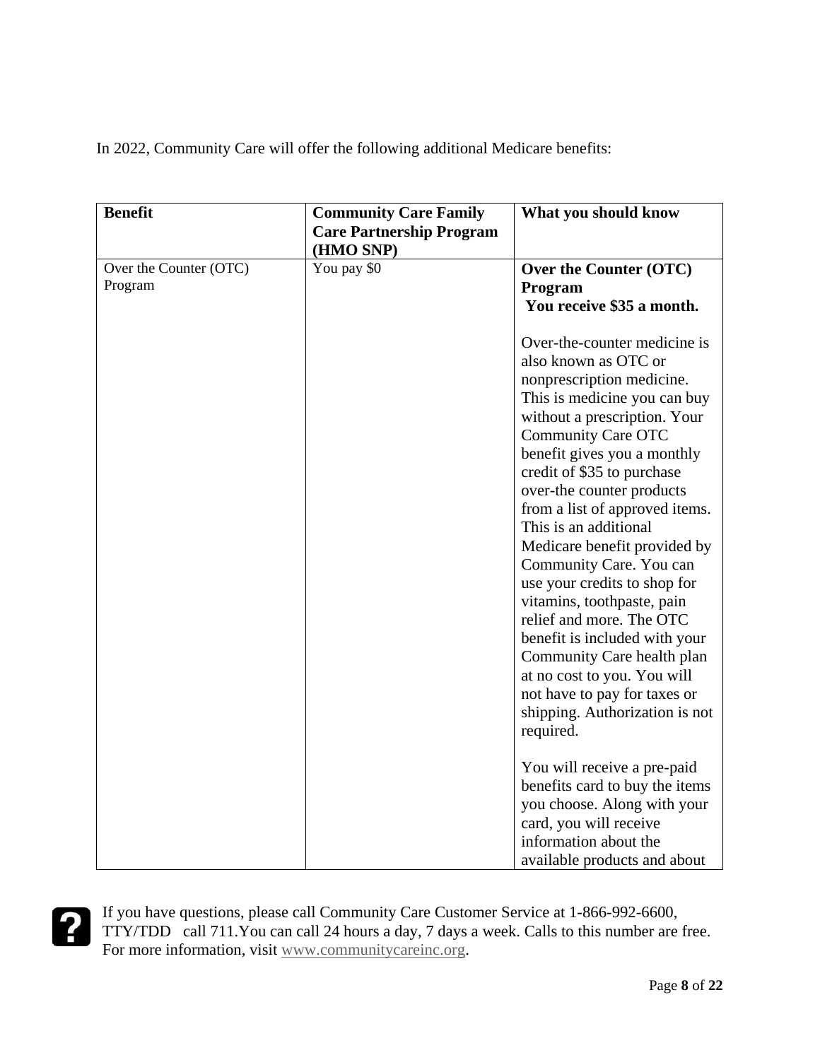In 2022, Community Care will offer the following additional Medicare benefits:

| Benefit | Community Care Family Care Partnership Program (HMO SNP) | What you should know |
| --- | --- | --- |
| Over the Counter (OTC) Program | You pay $0 | **Over the Counter (OTC) Program** <br> **You receive $35 a month.** <br><br> Over-the-counter medicine is also known as OTC or nonprescription medicine. This is medicine you can buy without a prescription. Your Community Care OTC benefit gives you a monthly credit of $35 to purchase over-the counter products from a list of approved items. This is an additional Medicare benefit provided by Community Care. You can use your credits to shop for vitamins, toothpaste, pain relief and more. The OTC benefit is included with your Community Care health plan at no cost to you. You will not have to pay for taxes or shipping. Authorization is not required. <br><br> You will receive a pre-paid benefits card to buy the items you choose. Along with your card, you will receive information about the available products and about |

If you have questions, please call Community Care Customer Service at 1-866-992-6600, TTY/TDD call 711.You can call 24 hours a day, 7 days a week. Calls to this number are free. For more information, visit www.communitycareinc.org.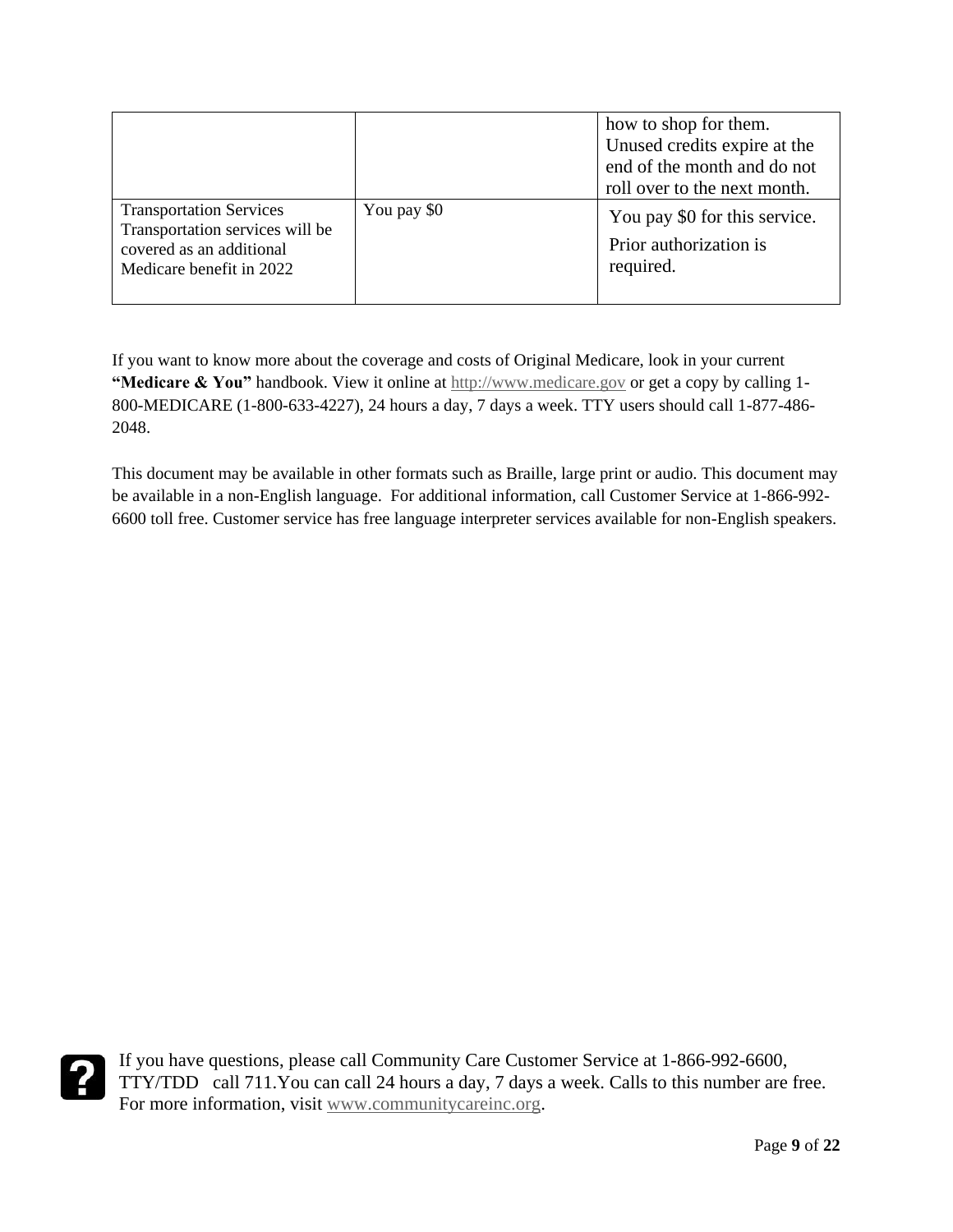| | | |
|---|---|---|
| | | how to shop for them. Unused credits expire at the end of the month and do not roll over to the next month. |
| Transportation Services Transportation services will be covered as an additional Medicare benefit in 2022 | You pay $0 | You pay $0 for this service.<br>Prior authorization is required. |

If you want to know more about the coverage and costs of Original Medicare, look in your current **"Medicare & You"** handbook. View it online at http://www.medicare.gov or get a copy by calling 1-800-MEDICARE (1-800-633-4227), 24 hours a day, 7 days a week. TTY users should call 1-877-486-2048.

This document may be available in other formats such as Braille, large print or audio. This document may be available in a non-English language. For additional information, call Customer Service at 1-866-992-6600 toll free. Customer service has free language interpreter services available for non-English speakers.

If you have questions, please call Community Care Customer Service at 1-866-992-6600, TTY/TDD call 711. You can call 24 hours a day, 7 days a week. Calls to this number are free. For more information, visit www.communitycareinc.org.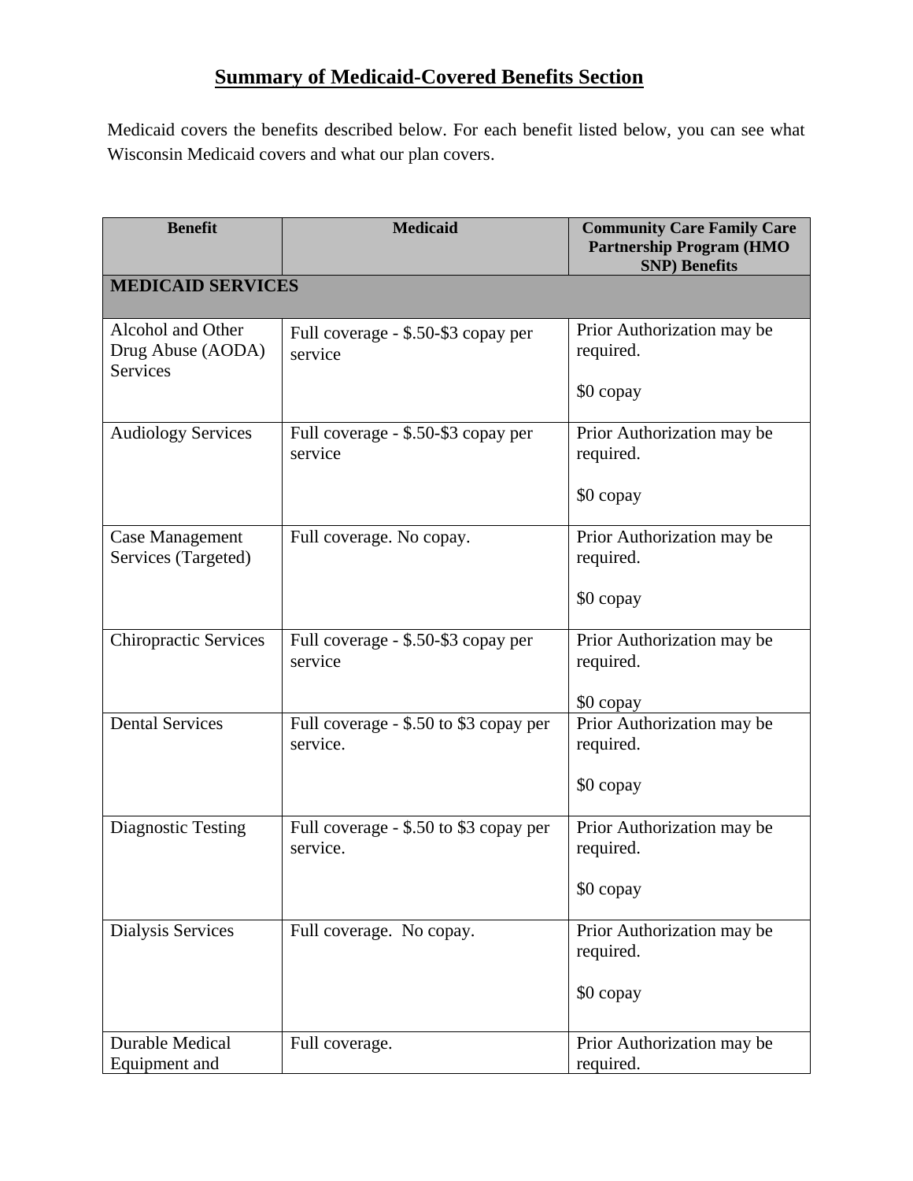# Summary of Medicaid-Covered Benefits Section

Medicaid covers the benefits described below. For each benefit listed below, you can see what Wisconsin Medicaid covers and what our plan covers.

| Benefit | Medicaid | Community Care Family Care Partnership Program (HMO SNP) Benefits |
|---|---|---|
| **MEDICAID SERVICES** | | |
| Alcohol and Other Drug Abuse (AODA) Services | Full coverage - $.50-$3 copay per service | Prior Authorization may be required.<br><br>$0 copay |
| Audiology Services | Full coverage - $.50-$3 copay per service | Prior Authorization may be required.<br><br>$0 copay |
| Case Management Services (Targeted) | Full coverage. No copay. | Prior Authorization may be required.<br><br>$0 copay |
| Chiropractic Services | Full coverage - $.50-$3 copay per service | Prior Authorization may be required.<br><br>$0 copay |
| Dental Services | Full coverage - $.50 to $3 copay per service. | Prior Authorization may be required.<br><br>$0 copay |
| Diagnostic Testing | Full coverage - $.50 to $3 copay per service. | Prior Authorization may be required.<br><br>$0 copay |
| Dialysis Services | Full coverage. No copay. | Prior Authorization may be required.<br><br>$0 copay |
| Durable Medical Equipment and | Full coverage. | Prior Authorization may be required. |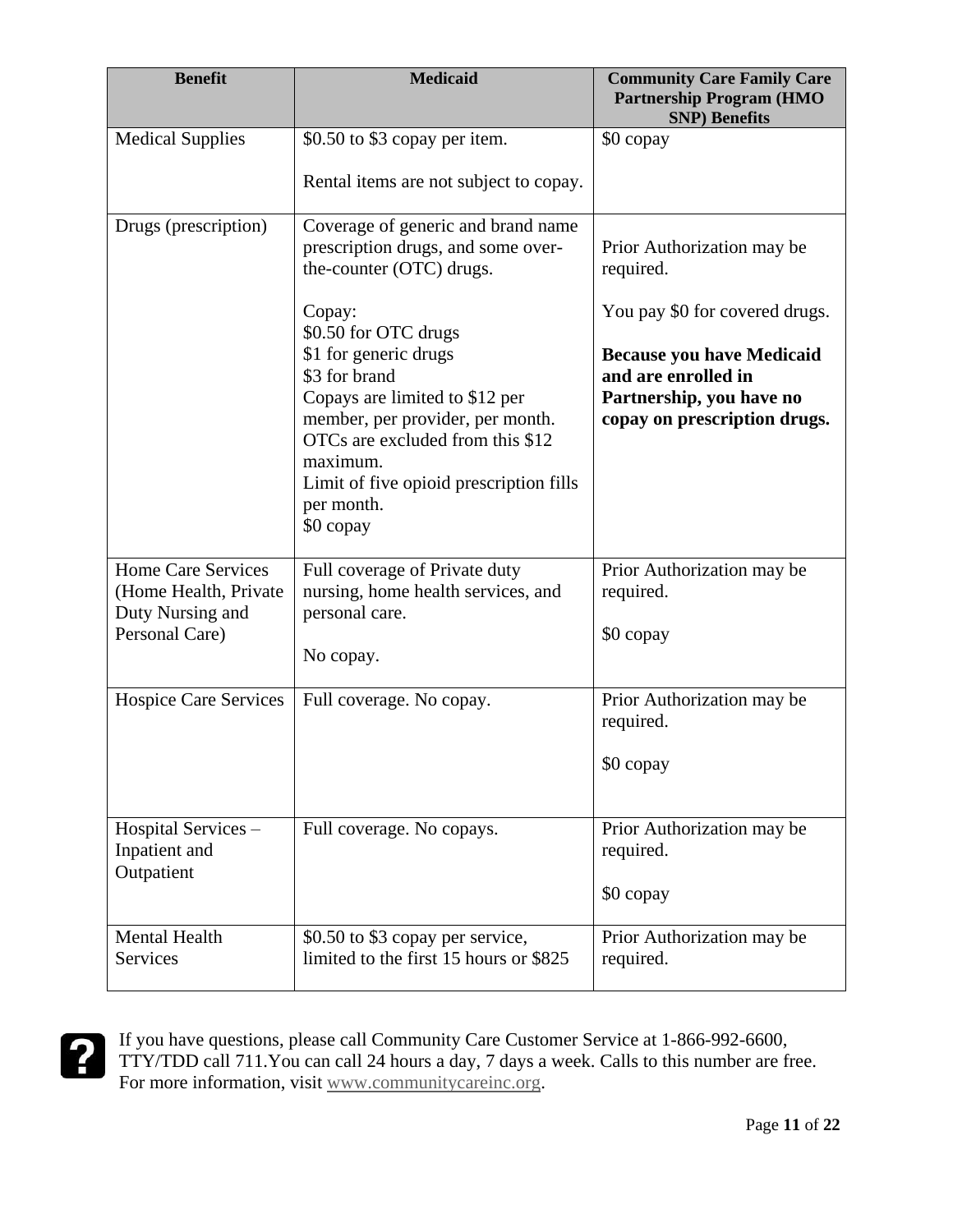| Benefit | Medicaid | Community Care Family Care Partnership Program (HMO SNP) Benefits |
|---|---|---|
| Medical Supplies | \$0.50 to \$3 copay per item.<br><br>Rental items are not subject to copay. | \$0 copay |
| Drugs (prescription) | Coverage of generic and brand name prescription drugs, and some over-the-counter (OTC) drugs.<br><br>Copay:<br>\$0.50 for OTC drugs<br>\$1 for generic drugs<br>\$3 for brand<br>Copays are limited to \$12 per member, per provider, per month. OTCs are excluded from this \$12 maximum.<br>Limit of five opioid prescription fills per month.<br>\$0 copay | Prior Authorization may be required.<br><br>You pay \$0 for covered drugs.<br><br>**Because you have Medicaid and are enrolled in Partnership, you have no copay on prescription drugs.** |
| Home Care Services (Home Health, Private Duty Nursing and Personal Care) | Full coverage of Private duty nursing, home health services, and personal care.<br><br>No copay. | Prior Authorization may be required.<br><br>\$0 copay |
| Hospice Care Services | Full coverage. No copay. | Prior Authorization may be required.<br><br>\$0 copay |
| Hospital Services – Inpatient and Outpatient | Full coverage. No copays. | Prior Authorization may be required.<br><br>\$0 copay |
| Mental Health Services | \$0.50 to \$3 copay per service, limited to the first 15 hours or \$825 | Prior Authorization may be required. |

If you have questions, please call Community Care Customer Service at 1-866-992-6600, TTY/TDD call 711.You can call 24 hours a day, 7 days a week. Calls to this number are free. For more information, visit www.communitycareinc.org.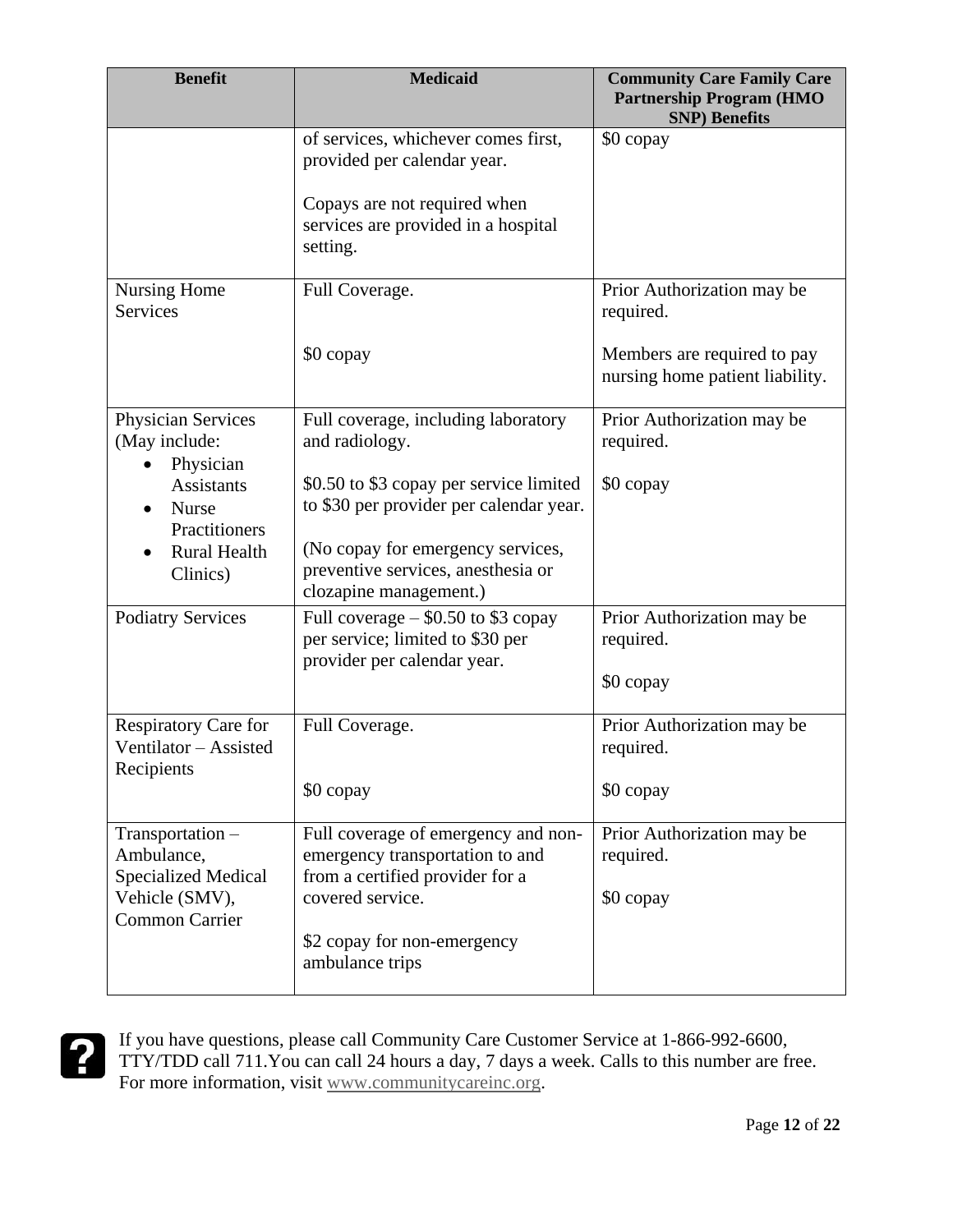| Benefit | Medicaid | Community Care Family Care Partnership Program (HMO SNP) Benefits |
|---|---|---|
| | of services, whichever comes first, provided per calendar year.<br><br>Copays are not required when services are provided in a hospital setting. | $0 copay |
| Nursing Home Services | Full Coverage.<br><br>$0 copay | Prior Authorization may be required.<br><br>Members are required to pay nursing home patient liability. |
| Physician Services (May include:<br>• Physician Assistants<br>• Nurse Practitioners<br>• Rural Health Clinics) | Full coverage, including laboratory and radiology.<br><br>$0.50 to $3 copay per service limited to $30 per provider per calendar year.<br><br>(No copay for emergency services, preventive services, anesthesia or clozapine management.) | Prior Authorization may be required.<br><br>$0 copay |
| Podiatry Services | Full coverage – $0.50 to $3 copay per service; limited to $30 per provider per calendar year. | Prior Authorization may be required.<br><br>$0 copay |
| Respiratory Care for Ventilator – Assisted Recipients | Full Coverage.<br><br>$0 copay | Prior Authorization may be required.<br><br>$0 copay |
| Transportation – Ambulance, Specialized Medical Vehicle (SMV), Common Carrier | Full coverage of emergency and non-emergency transportation to and from a certified provider for a covered service.<br><br>$2 copay for non-emergency ambulance trips | Prior Authorization may be required.<br><br>$0 copay |

If you have questions, please call Community Care Customer Service at 1-866-992-6600, TTY/TDD call 711.You can call 24 hours a day, 7 days a week. Calls to this number are free. For more information, visit www.communitycareinc.org.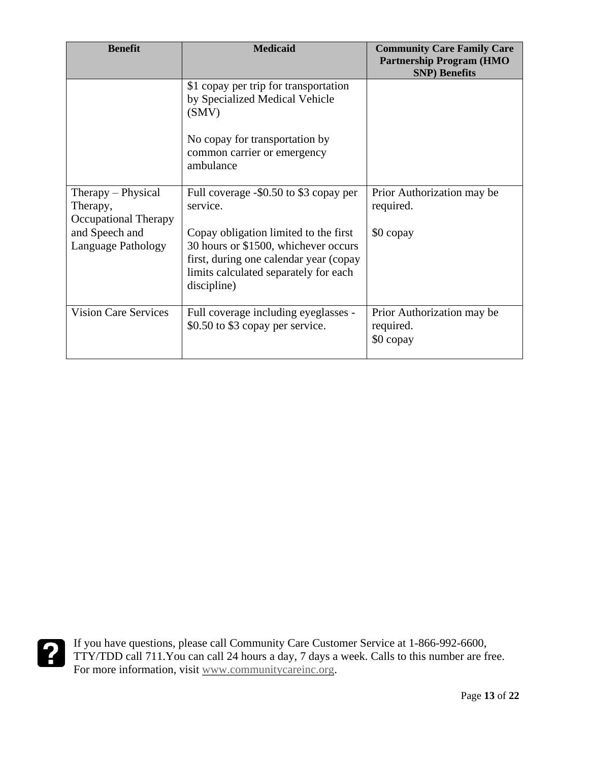| Benefit | Medicaid | Community Care Family Care Partnership Program (HMO SNP) Benefits |
|---|---|---|
| | \$1 copay per trip for transportation by Specialized Medical Vehicle (SMV)<br><br>No copay for transportation by common carrier or emergency ambulance | |
| Therapy – Physical Therapy, Occupational Therapy and Speech and Language Pathology | Full coverage -\$0.50 to \$3 copay per service.<br><br>Copay obligation limited to the first 30 hours or \$1500, whichever occurs first, during one calendar year (copay limits calculated separately for each discipline) | Prior Authorization may be required.<br><br>\$0 copay |
| Vision Care Services | Full coverage including eyeglasses - \$0.50 to \$3 copay per service. | Prior Authorization may be required.<br>\$0 copay |

If you have questions, please call Community Care Customer Service at 1-866-992-6600, TTY/TDD call 711.You can call 24 hours a day, 7 days a week. Calls to this number are free. For more information, visit www.communitycareinc.org.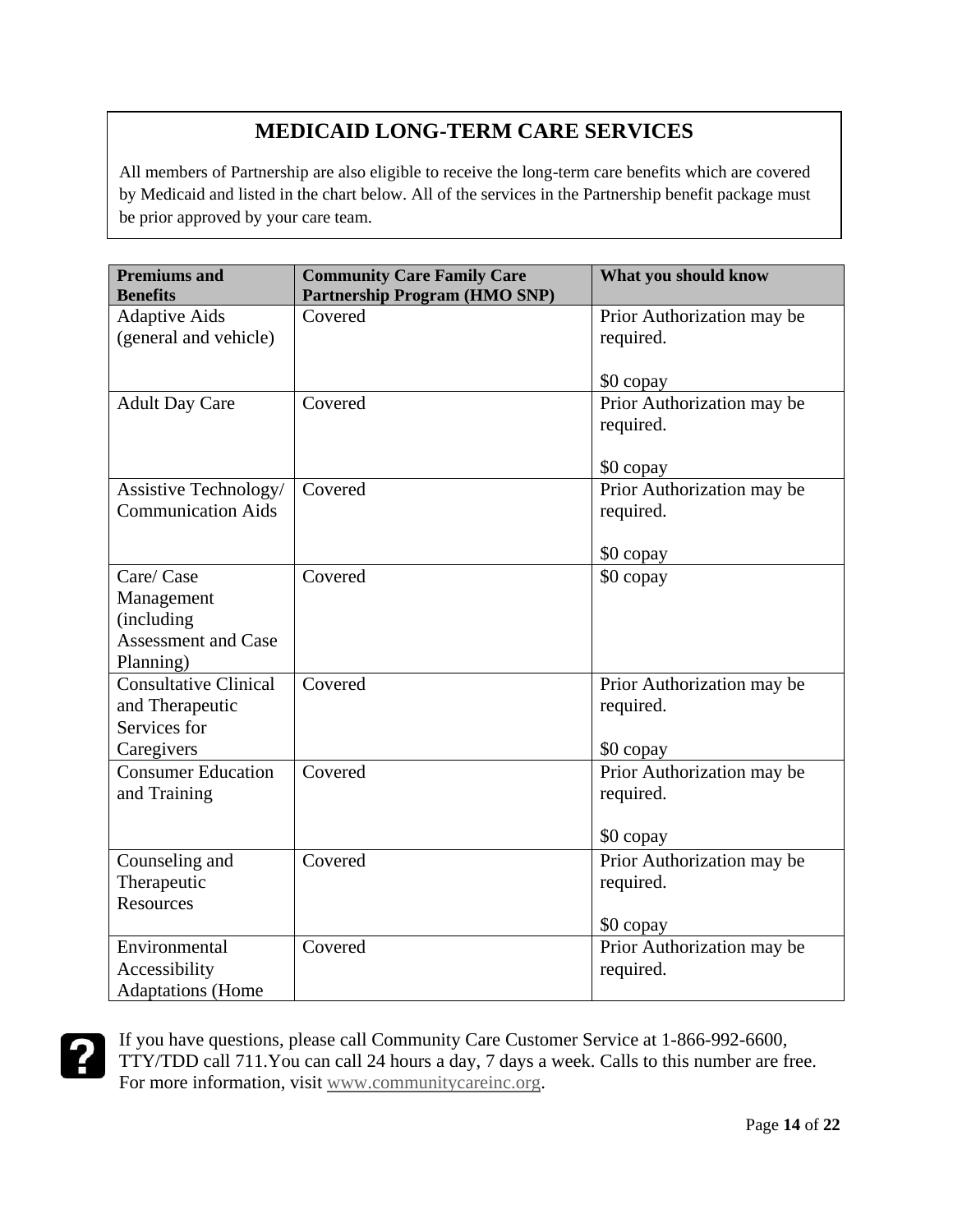## MEDICAID LONG-TERM CARE SERVICES

All members of Partnership are also eligible to receive the long-term care benefits which are covered by Medicaid and listed in the chart below. All of the services in the Partnership benefit package must be prior approved by your care team.

| Premiums and Benefits | Community Care Family Care Partnership Program (HMO SNP) | What you should know |
|---|---|---|
| Adaptive Aids (general and vehicle) | Covered | Prior Authorization may be required.<br><br>$0 copay |
| Adult Day Care | Covered | Prior Authorization may be required.<br><br>$0 copay |
| Assistive Technology/ Communication Aids | Covered | Prior Authorization may be required.<br><br>$0 copay |
| Care/ Case Management (including Assessment and Case Planning) | Covered | $0 copay |
| Consultative Clinical and Therapeutic Services for Caregivers | Covered | Prior Authorization may be required.<br><br>$0 copay |
| Consumer Education and Training | Covered | Prior Authorization may be required.<br><br>$0 copay |
| Counseling and Therapeutic Resources | Covered | Prior Authorization may be required.<br><br>$0 copay |
| Environmental Accessibility Adaptations (Home | Covered | Prior Authorization may be required. |

If you have questions, please call Community Care Customer Service at 1-866-992-6600, TTY/TDD call 711.You can call 24 hours a day, 7 days a week. Calls to this number are free. For more information, visit www.communitycareinc.org.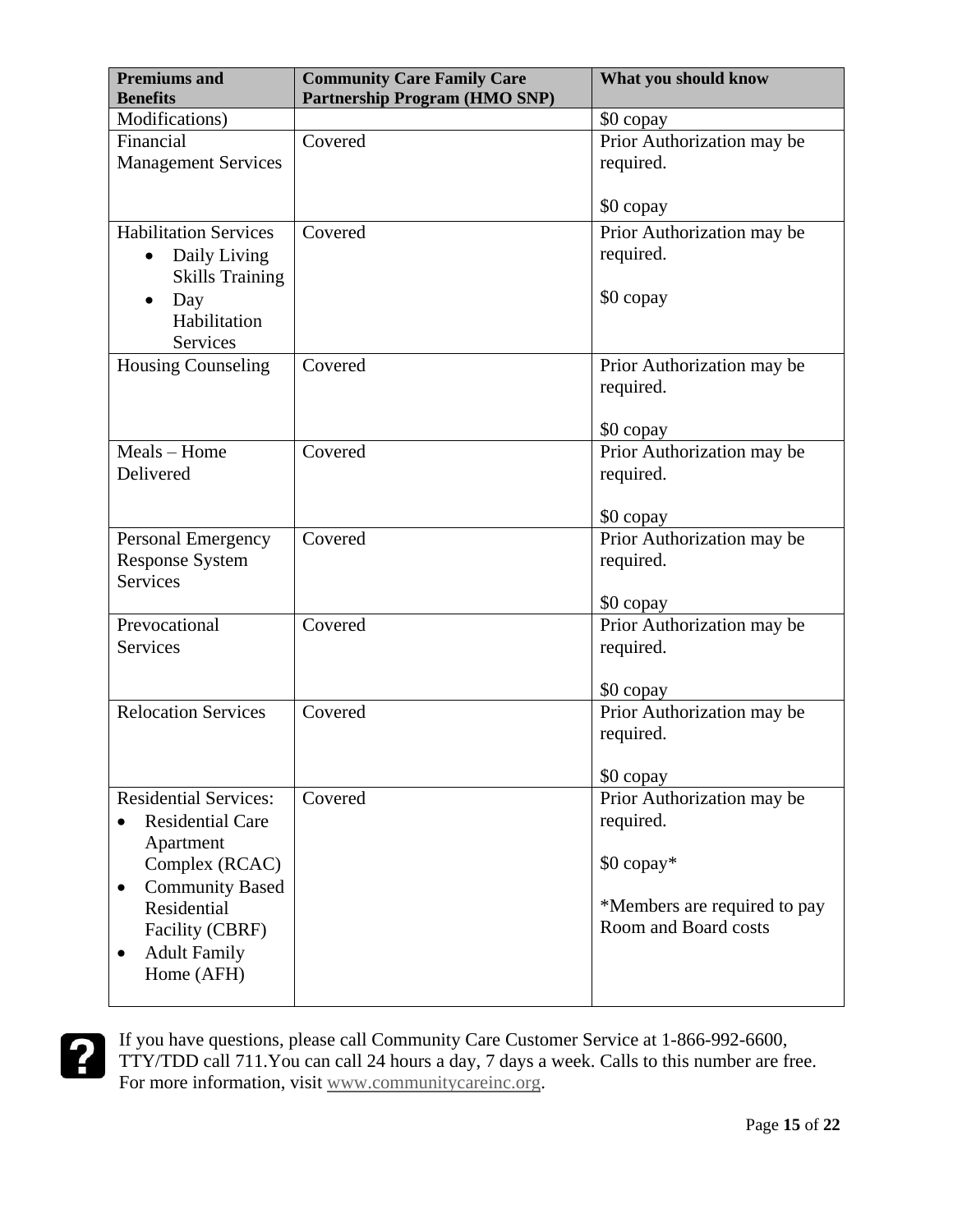| Premiums and Benefits | Community Care Family Care Partnership Program (HMO SNP) | What you should know |
|---|---|---|
| Modifications) | | $0 copay |
| Financial Management Services | Covered | Prior Authorization may be required.<br><br>$0 copay |
| Habilitation Services<br>• Daily Living Skills Training<br>• Day Habilitation Services | Covered | Prior Authorization may be required.<br><br>$0 copay |
| Housing Counseling | Covered | Prior Authorization may be required.<br><br>$0 copay |
| Meals – Home Delivered | Covered | Prior Authorization may be required.<br><br>$0 copay |
| Personal Emergency Response System Services | Covered | Prior Authorization may be required.<br><br>$0 copay |
| Prevocational Services | Covered | Prior Authorization may be required.<br><br>$0 copay |
| Relocation Services | Covered | Prior Authorization may be required.<br><br>$0 copay |
| Residential Services:<br>• Residential Care Apartment Complex (RCAC)<br>• Community Based Residential Facility (CBRF)<br>• Adult Family Home (AFH) | Covered | Prior Authorization may be required.<br><br>$0 copay*<br><br>*Members are required to pay Room and Board costs |

If you have questions, please call Community Care Customer Service at 1-866-992-6600, TTY/TDD call 711.You can call 24 hours a day, 7 days a week. Calls to this number are free. For more information, visit www.communitycareinc.org.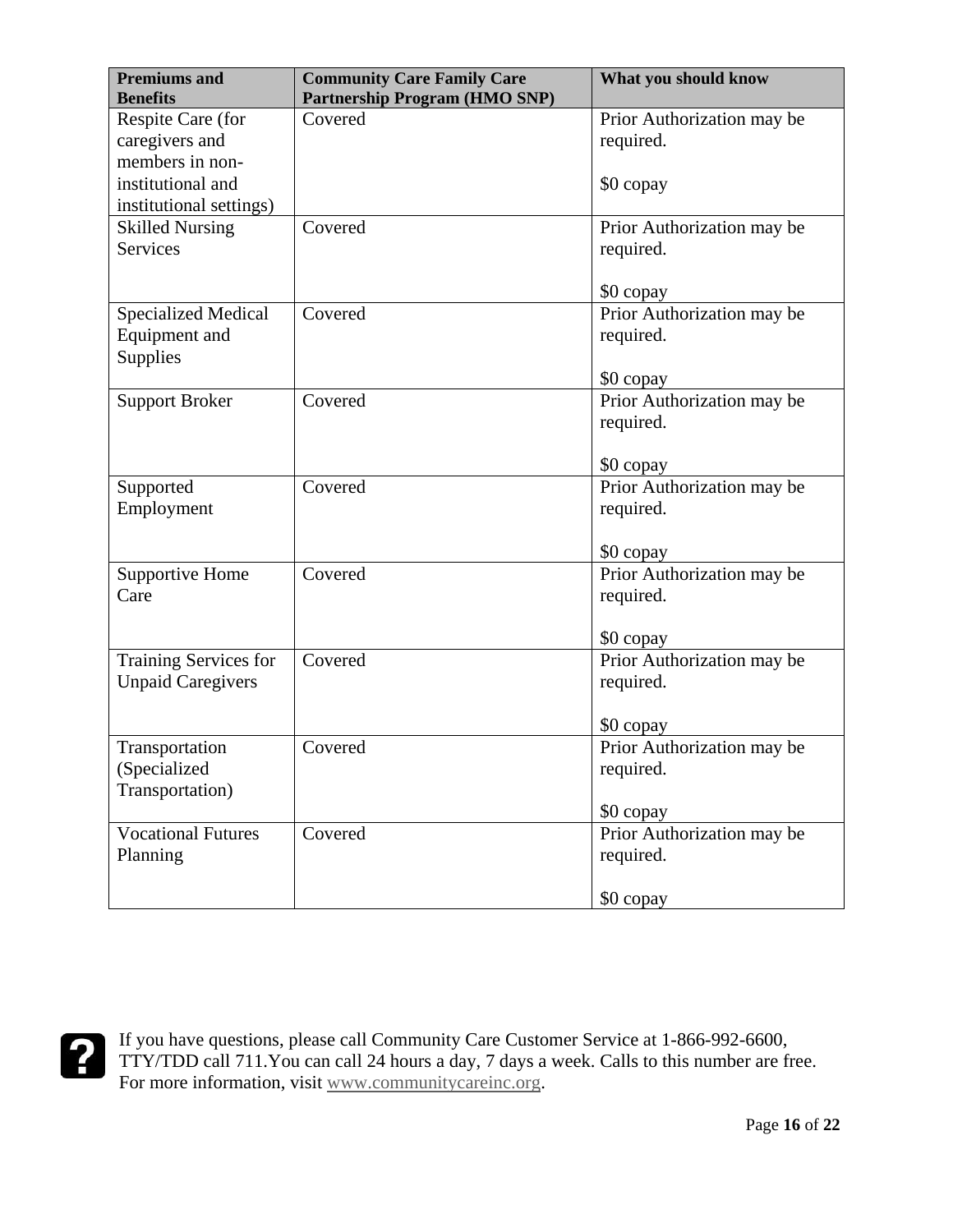| Premiums and Benefits | Community Care Family Care Partnership Program (HMO SNP) | What you should know |
|---|---|---|
| Respite Care (for caregivers and members in non-institutional and institutional settings) | Covered | Prior Authorization may be required.<br><br>$0 copay |
| Skilled Nursing Services | Covered | Prior Authorization may be required.<br><br>$0 copay |
| Specialized Medical Equipment and Supplies | Covered | Prior Authorization may be required.<br><br>$0 copay |
| Support Broker | Covered | Prior Authorization may be required.<br><br>$0 copay |
| Supported Employment | Covered | Prior Authorization may be required.<br><br>$0 copay |
| Supportive Home Care | Covered | Prior Authorization may be required.<br><br>$0 copay |
| Training Services for Unpaid Caregivers | Covered | Prior Authorization may be required.<br><br>$0 copay |
| Transportation (Specialized Transportation) | Covered | Prior Authorization may be required.<br><br>$0 copay |
| Vocational Futures Planning | Covered | Prior Authorization may be required.<br><br>$0 copay |

If you have questions, please call Community Care Customer Service at 1-866-992-6600, TTY/TDD call 711.You can call 24 hours a day, 7 days a week. Calls to this number are free. For more information, visit www.communitycareinc.org.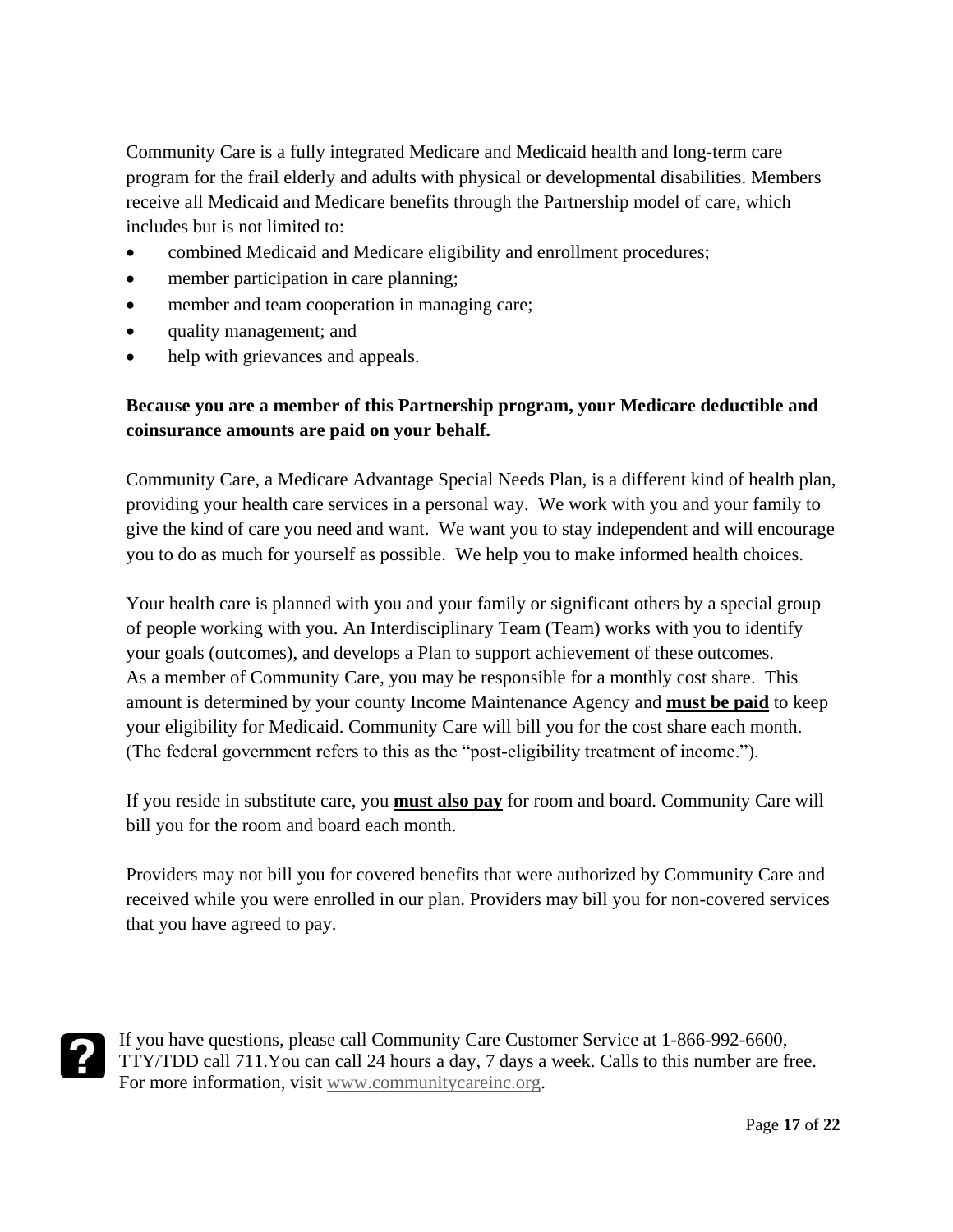Community Care is a fully integrated Medicare and Medicaid health and long-term care program for the frail elderly and adults with physical or developmental disabilities. Members receive all Medicaid and Medicare benefits through the Partnership model of care, which includes but is not limited to:

- combined Medicaid and Medicare eligibility and enrollment procedures;
- member participation in care planning;
- member and team cooperation in managing care;
- quality management; and
- help with grievances and appeals.

**Because you are a member of this Partnership program, your Medicare deductible and coinsurance amounts are paid on your behalf.**

Community Care, a Medicare Advantage Special Needs Plan, is a different kind of health plan, providing your health care services in a personal way. We work with you and your family to give the kind of care you need and want. We want you to stay independent and will encourage you to do as much for yourself as possible. We help you to make informed health choices.

Your health care is planned with you and your family or significant others by a special group of people working with you. An Interdisciplinary Team (Team) works with you to identify your goals (outcomes), and develops a Plan to support achievement of these outcomes. As a member of Community Care, you may be responsible for a monthly cost share. This amount is determined by your county Income Maintenance Agency and **must be paid** to keep your eligibility for Medicaid. Community Care will bill you for the cost share each month. (The federal government refers to this as the "post-eligibility treatment of income.").

If you reside in substitute care, you **must also pay** for room and board. Community Care will bill you for the room and board each month.

Providers may not bill you for covered benefits that were authorized by Community Care and received while you were enrolled in our plan. Providers may bill you for non-covered services that you have agreed to pay.

If you have questions, please call Community Care Customer Service at 1-866-992-6600, TTY/TDD call 711.You can call 24 hours a day, 7 days a week. Calls to this number are free. For more information, visit www.communitycareinc.org.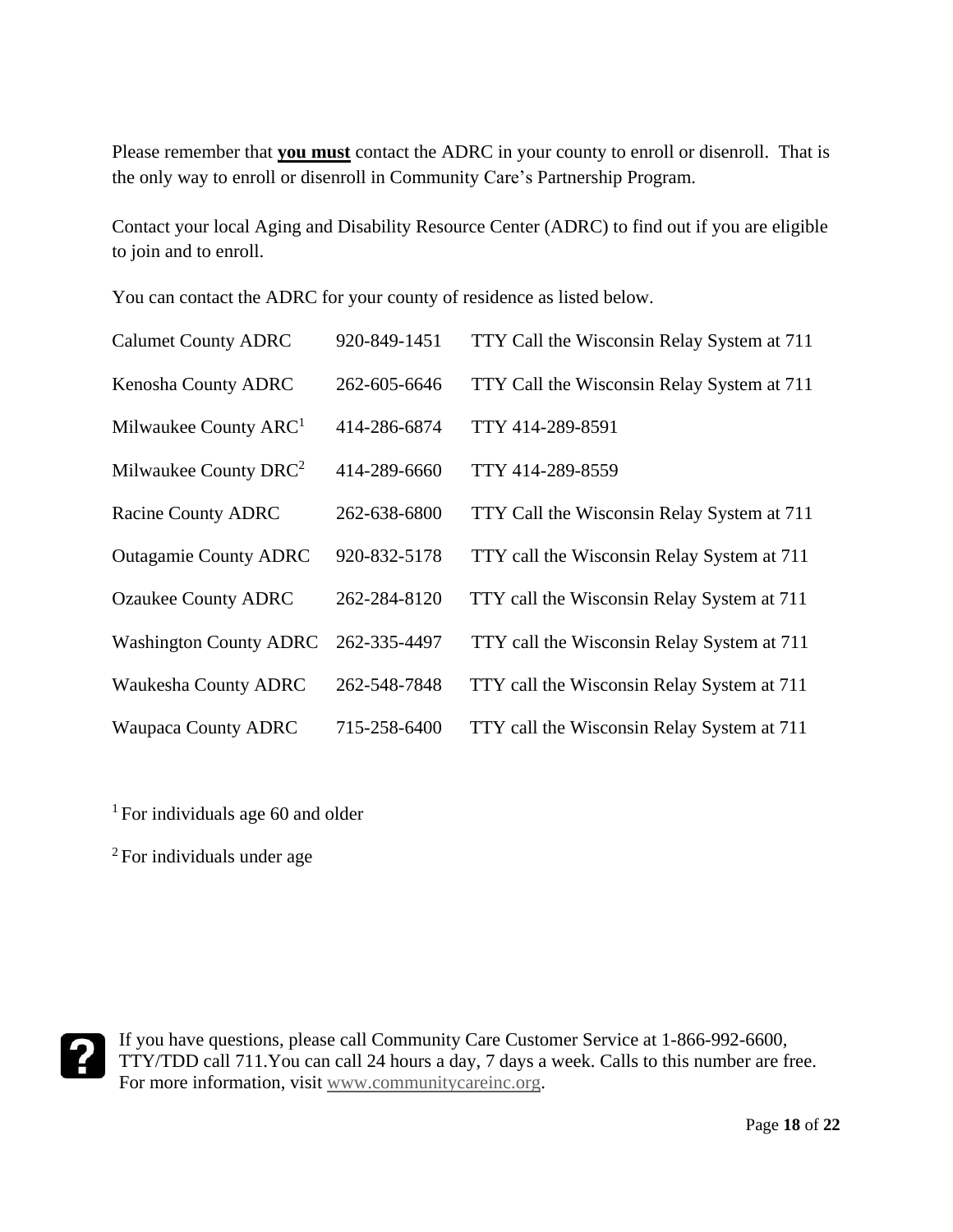Please remember that **<u>you must</u>** contact the ADRC in your county to enroll or disenroll. That is the only way to enroll or disenroll in Community Care's Partnership Program.

Contact your local Aging and Disability Resource Center (ADRC) to find out if you are eligible to join and to enroll.

You can contact the ADRC for your county of residence as listed below.

| | | |
|---|---|---|
| Calumet County ADRC | 920-849-1451 | TTY Call the Wisconsin Relay System at 711 |
| Kenosha County ADRC | 262-605-6646 | TTY Call the Wisconsin Relay System at 711 |
| Milwaukee County ARC[1] | 414-286-6874 | TTY 414-289-8591 |
| Milwaukee County DRC[2] | 414-289-6660 | TTY 414-289-8559 |
| Racine County ADRC | 262-638-6800 | TTY Call the Wisconsin Relay System at 711 |
| Outagamie County ADRC | 920-832-5178 | TTY call the Wisconsin Relay System at 711 |
| Ozaukee County ADRC | 262-284-8120 | TTY call the Wisconsin Relay System at 711 |
| Washington County ADRC | 262-335-4497 | TTY call the Wisconsin Relay System at 711 |
| Waukesha County ADRC | 262-548-7848 | TTY call the Wisconsin Relay System at 711 |
| Waupaca County ADRC | 715-258-6400 | TTY call the Wisconsin Relay System at 711 |

[1] For individuals age 60 and older

[2] For individuals under age

If you have questions, please call Community Care Customer Service at 1-866-992-6600, TTY/TDD call 711.You can call 24 hours a day, 7 days a week. Calls to this number are free. For more information, visit www.communitycareinc.org.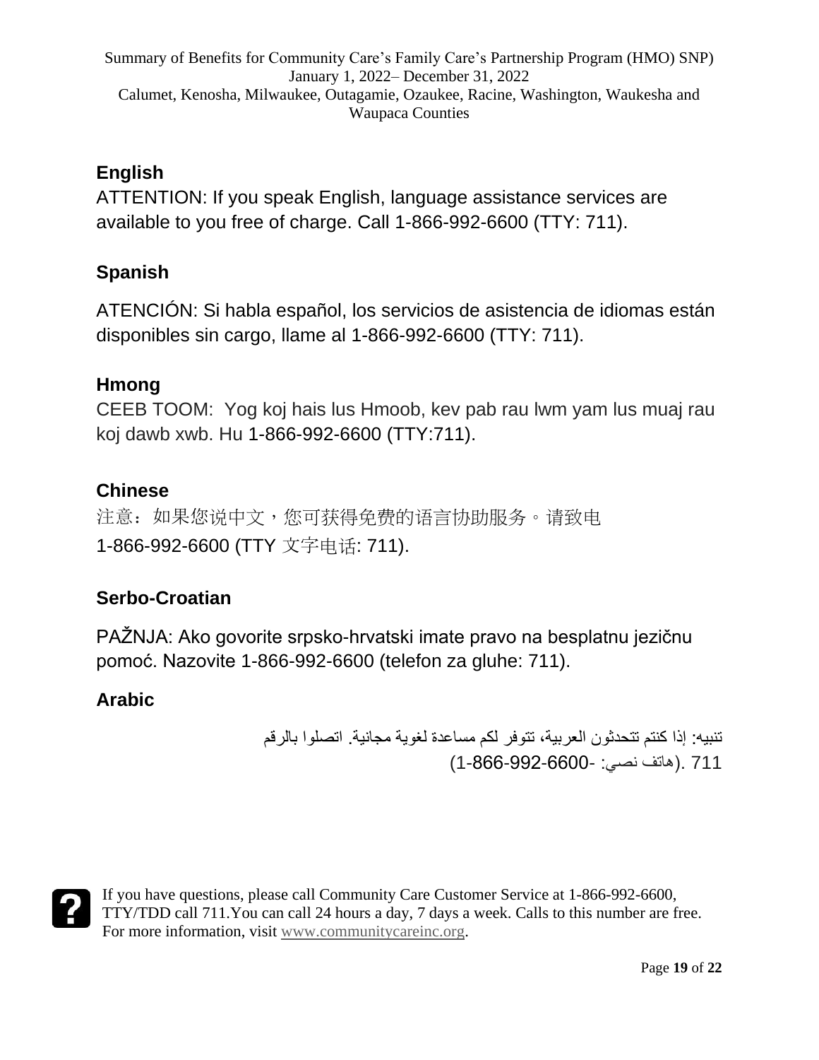## English

ATTENTION: If you speak English, language assistance services are available to you free of charge. Call 1-866-992-6600 (TTY: 711).

## Spanish

ATENCIÓN: Si habla español, los servicios de asistencia de idiomas están disponibles sin cargo, llame al 1-866-992-6600 (TTY: 711).

## Hmong

CEEB TOOM: Yog koj hais lus Hmoob, kev pab rau lwm yam lus muaj rau koj dawb xwb. Hu 1-866-992-6600 (TTY:711).

## Chinese

注意：如果您说中文，您可获得免费的语言协助服务。请致电 1-866-992-6600 (TTY 文字电话: 711).

## Serbo-Croatian

PAŽNJA: Ako govorite srpsko-hrvatski imate pravo na besplatnu jezičnu pomoć. Nazovite 1-866-992-6600 (telefon za gluhe: 711).

## Arabic

تنبيه: إذا كنتم تتحدثون العربية، تتوفر لكم مساعدة لغوية مجانية. اتصلوا بالرقم 1-866-992-6600- (هاتف نصي: 711).

If you have questions, please call Community Care Customer Service at 1-866-992-6600, TTY/TDD call 711. You can call 24 hours a day, 7 days a week. Calls to this number are free. For more information, visit www.communitycareinc.org.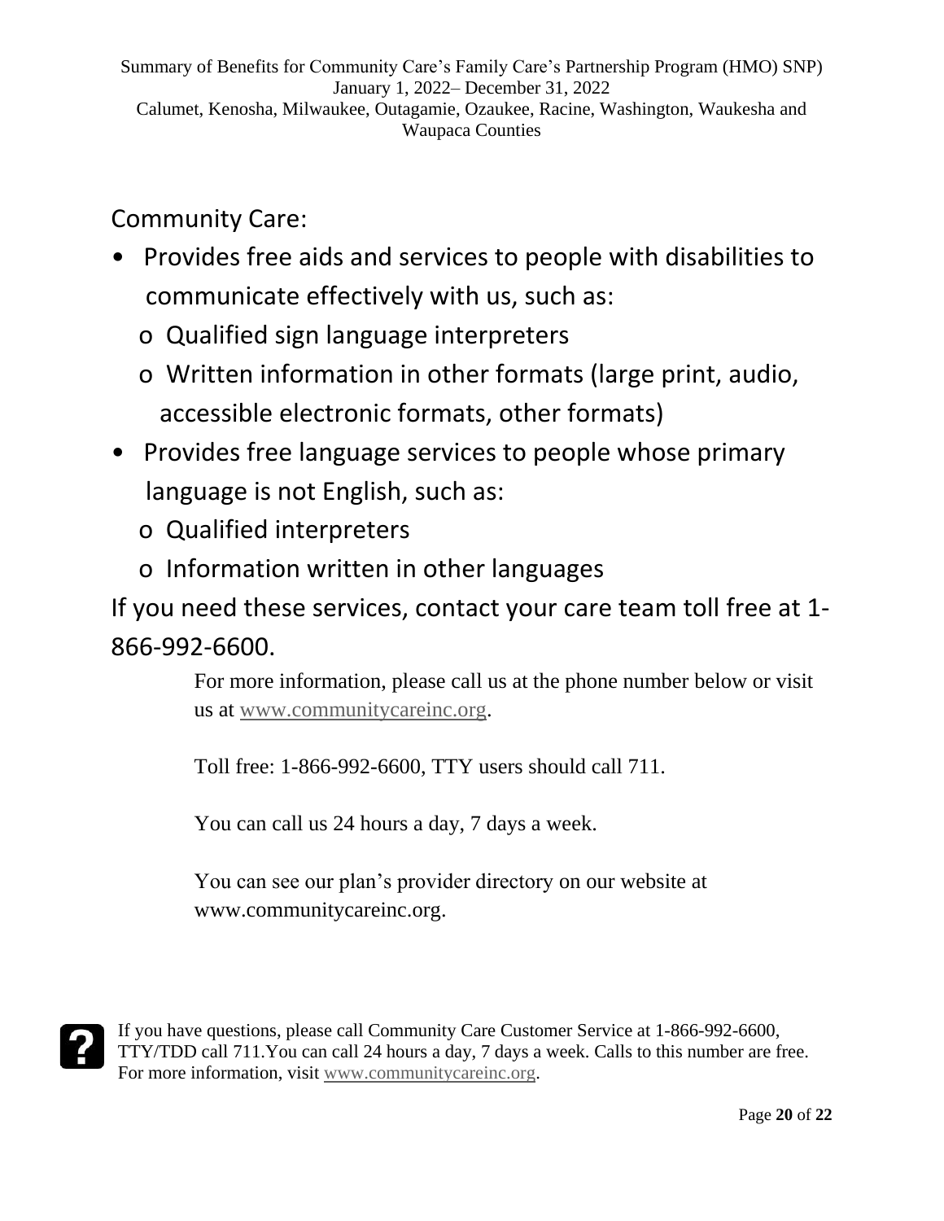Community Care:

- Provides free aids and services to people with disabilities to communicate effectively with us, such as:
  - Qualified sign language interpreters
  - Written information in other formats (large print, audio, accessible electronic formats, other formats)
- Provides free language services to people whose primary language is not English, such as:
  - Qualified interpreters
  - Information written in other languages

If you need these services, contact your care team toll free at 1-866-992-6600.

For more information, please call us at the phone number below or visit us at www.communitycareinc.org.

Toll free: 1-866-992-6600, TTY users should call 711.

You can call us 24 hours a day, 7 days a week.

You can see our plan's provider directory on our website at www.communitycareinc.org.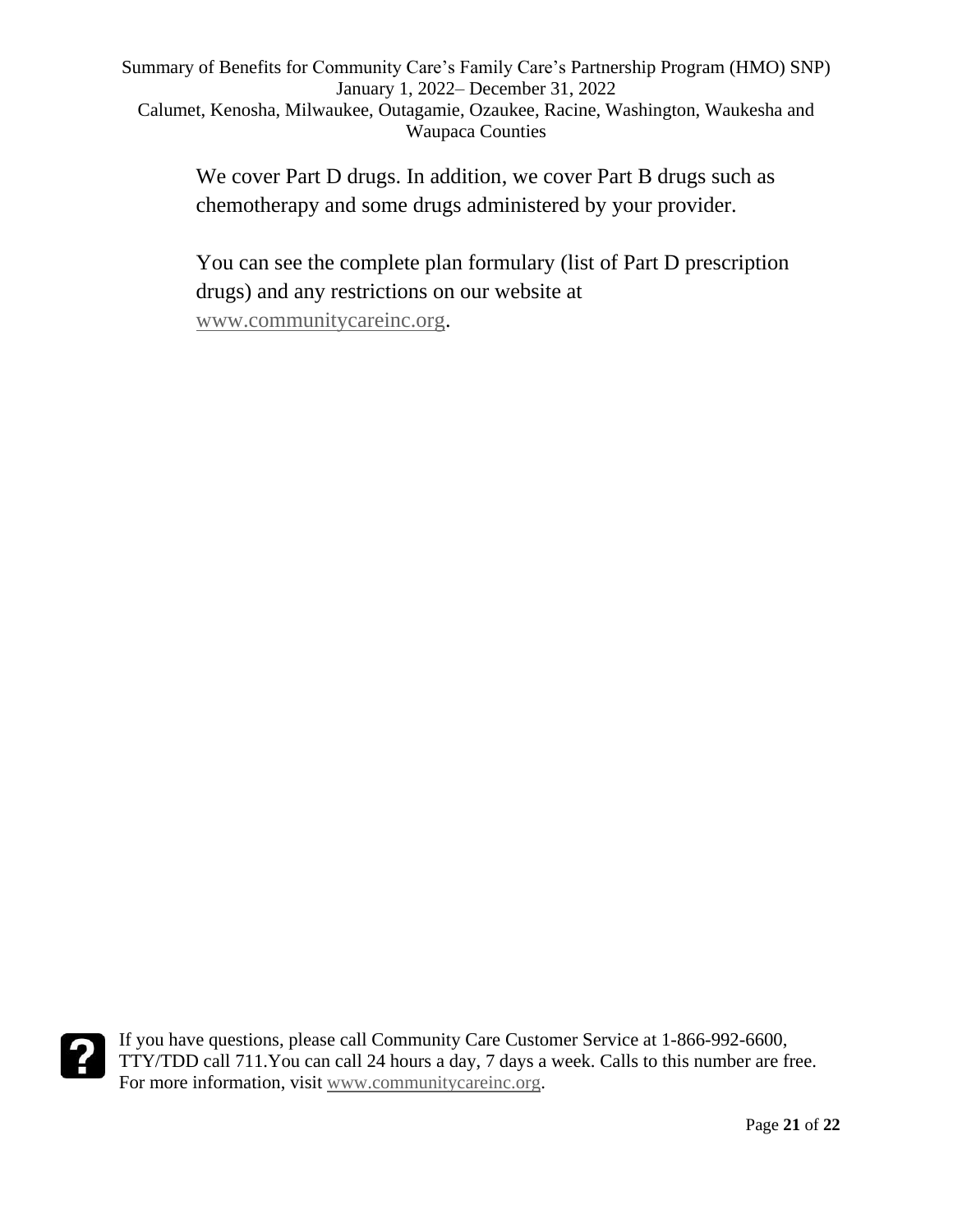We cover Part D drugs. In addition, we cover Part B drugs such as chemotherapy and some drugs administered by your provider.

You can see the complete plan formulary (list of Part D prescription drugs) and any restrictions on our website at www.communitycareinc.org.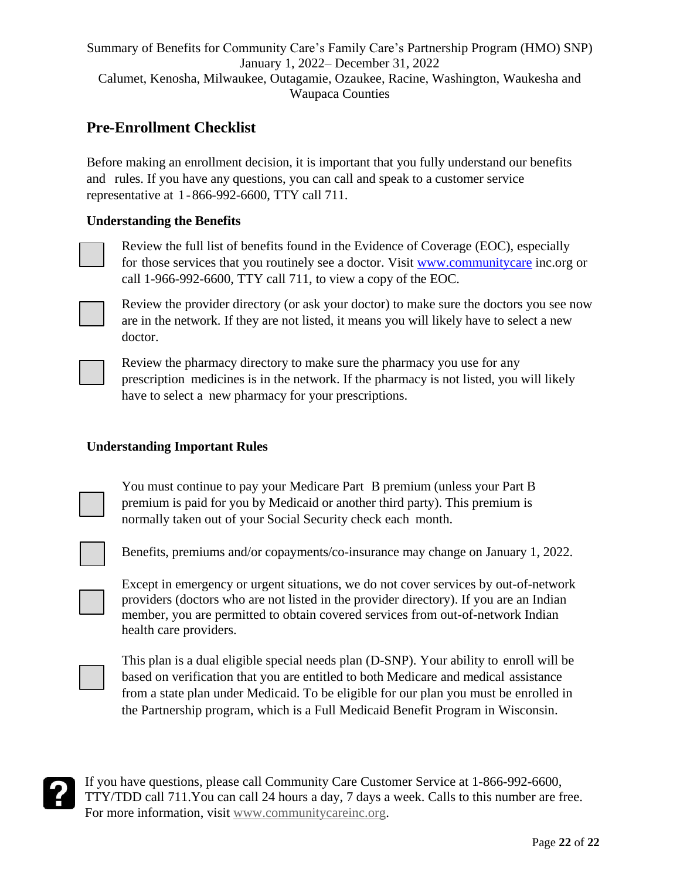## Pre-Enrollment Checklist

Before making an enrollment decision, it is important that you fully understand our benefits and rules. If you have any questions, you can call and speak to a customer service representative at 1-866-992-6600, TTY call 711.

### Understanding the Benefits

- ☐ Review the full list of benefits found in the Evidence of Coverage (EOC), especially for those services that you routinely see a doctor. Visit www.communitycare inc.org or call 1-966-992-6600, TTY call 711, to view a copy of the EOC.
- ☐ Review the provider directory (or ask your doctor) to make sure the doctors you see now are in the network. If they are not listed, it means you will likely have to select a new doctor.
- ☐ Review the pharmacy directory to make sure the pharmacy you use for any prescription medicines is in the network. If the pharmacy is not listed, you will likely have to select a new pharmacy for your prescriptions.

### Understanding Important Rules

- ☐ You must continue to pay your Medicare Part B premium (unless your Part B premium is paid for you by Medicaid or another third party). This premium is normally taken out of your Social Security check each month.
- ☐ Benefits, premiums and/or copayments/co-insurance may change on January 1, 2022.
- ☐ Except in emergency or urgent situations, we do not cover services by out-of-network providers (doctors who are not listed in the provider directory). If you are an Indian member, you are permitted to obtain covered services from out-of-network Indian health care providers.
- ☐ This plan is a dual eligible special needs plan (D-SNP). Your ability to enroll will be based on verification that you are entitled to both Medicare and medical assistance from a state plan under Medicaid. To be eligible for our plan you must be enrolled in the Partnership program, which is a Full Medicaid Benefit Program in Wisconsin.

If you have questions, please call Community Care Customer Service at 1-866-992-6600, TTY/TDD call 711.You can call 24 hours a day, 7 days a week. Calls to this number are free. For more information, visit www.communitycareinc.org.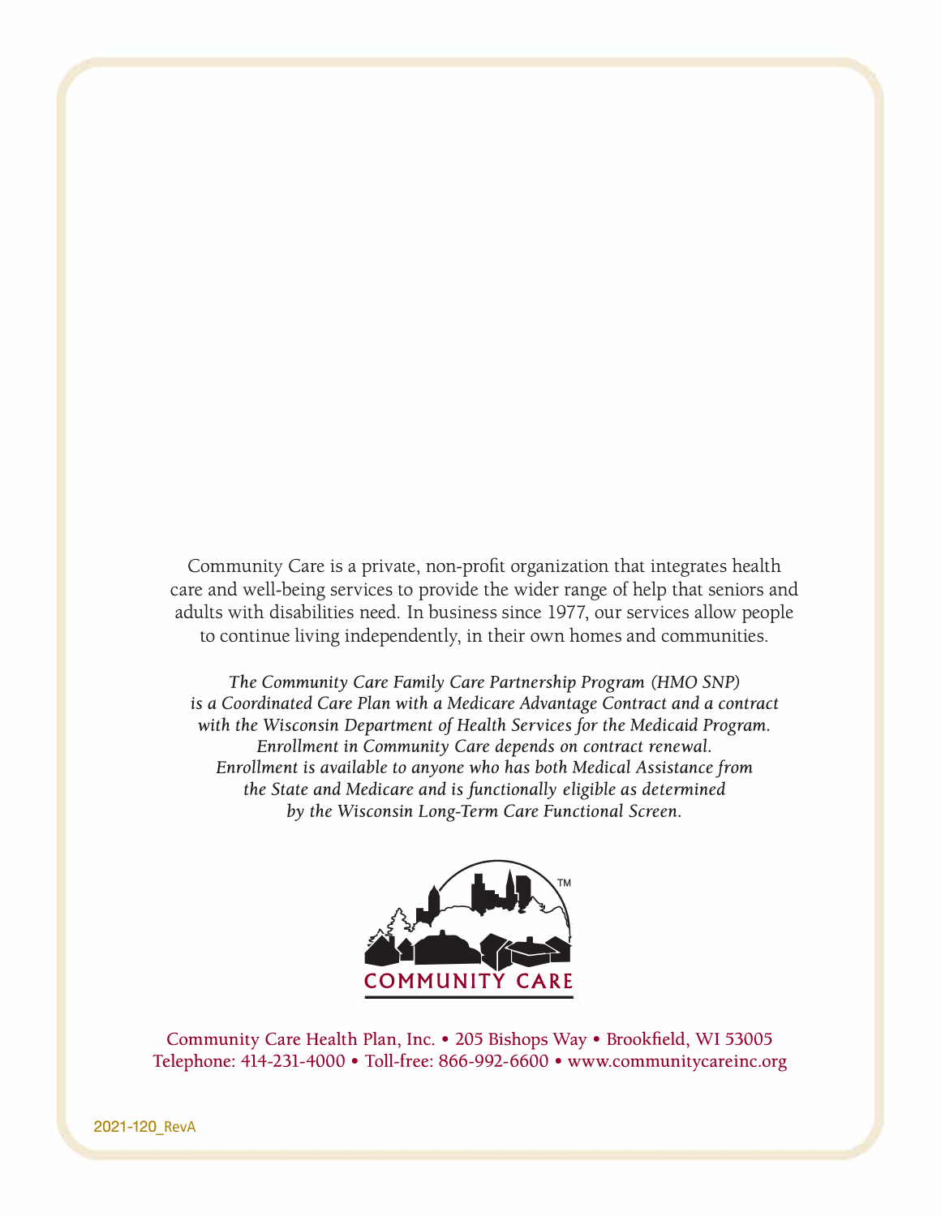Community Care is a private, non-profit organization that integrates health care and well-being services to provide the wider range of help that seniors and adults with disabilities need. In business since 1977, our services allow people to continue living independently, in their own homes and communities.

*The Community Care Family Care Partnership Program (HMO SNP) is a Coordinated Care Plan with a Medicare Advantage Contract and a contract with the Wisconsin Department of Health Services for the Medicaid Program. Enrollment in Community Care depends on contract renewal. Enrollment is available to anyone who has both Medical Assistance from the State and Medicare and is functionally eligible as determined by the Wisconsin Long-Term Care Functional Screen.*

COMMUNITY CARE™

Community Care Health Plan, Inc. • 205 Bishops Way • Brookfield, WI 53005
Telephone: 414-231-4000 • Toll-free: 866-992-6600 • www.communitycareinc.org

2021-120_RevA